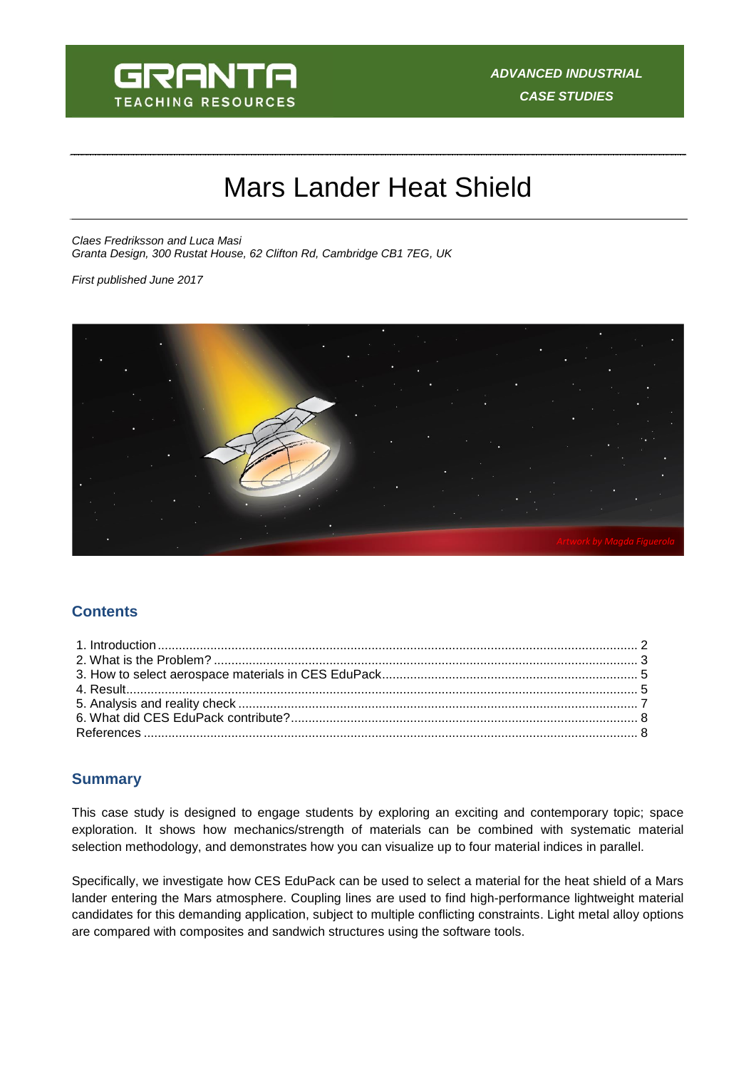GRANTA TEACHING RESOURCES

*ADVANCED INDUSTRIAL CASE STUDIES*

# Mars Lander Heat Shield

*Claes Fredriksson and Luca Masi*
*Granta Design, 300 Rustat House, 62 Clifton Rd, Cambridge CB1 7EG, UK*

*First published June 2017*

Artwork by Magda Figuerola

## Contents

1. Introduction ........ 2
2. What is the Problem? ........ 3
3. How to select aerospace materials in CES EduPack ........ 5
4. Result ........ 5
5. Analysis and reality check ........ 7
6. What did CES EduPack contribute? ........ 8

References ........ 8

## Summary

This case study is designed to engage students by exploring an exciting and contemporary topic; space exploration. It shows how mechanics/strength of materials can be combined with systematic material selection methodology, and demonstrates how you can visualize up to four material indices in parallel.

Specifically, we investigate how CES EduPack can be used to select a material for the heat shield of a Mars lander entering the Mars atmosphere. Coupling lines are used to find high-performance lightweight material candidates for this demanding application, subject to multiple conflicting constraints. Light metal alloy options are compared with composites and sandwich structures using the software tools.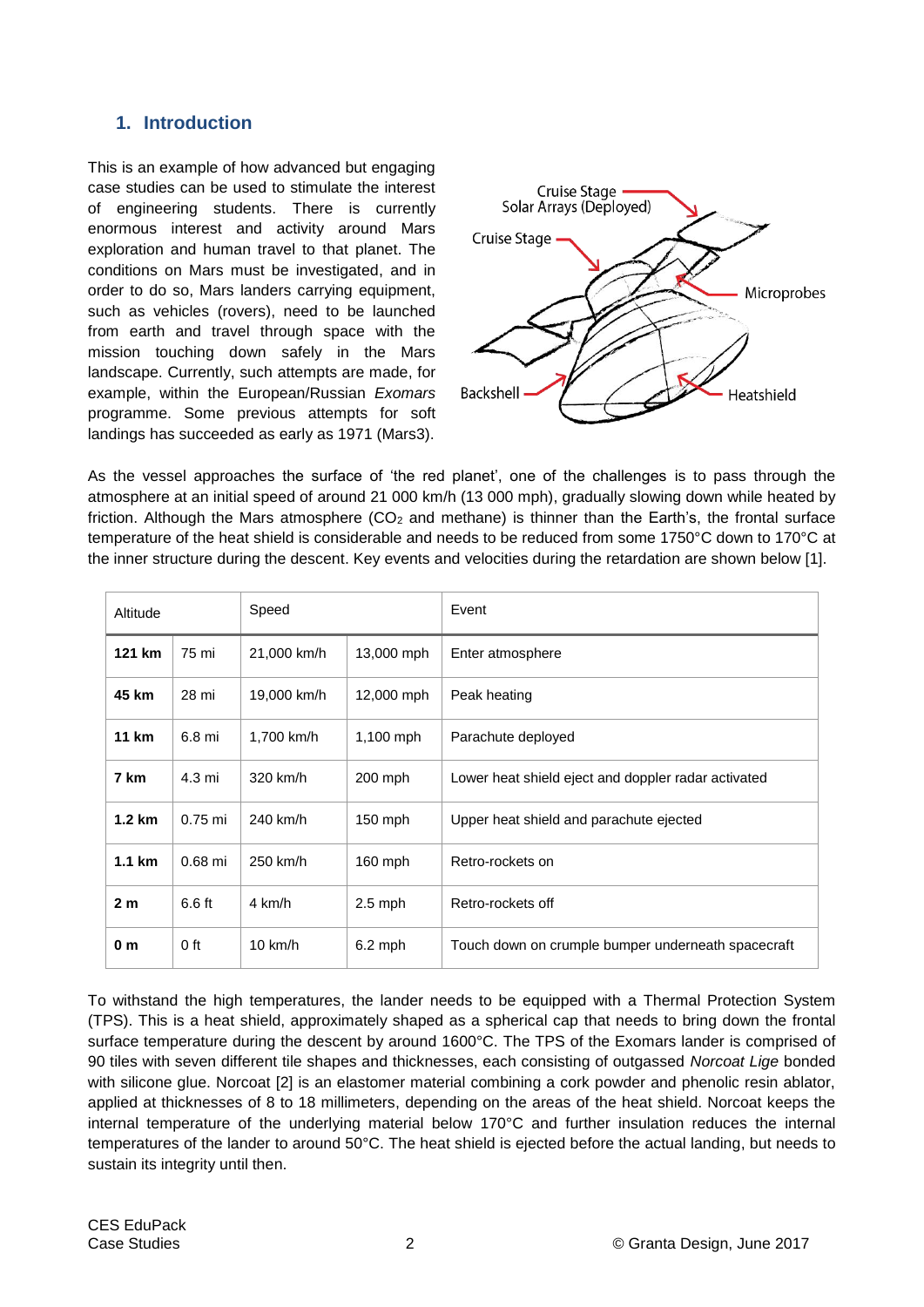## 1. Introduction

This is an example of how advanced but engaging case studies can be used to stimulate the interest of engineering students. There is currently enormous interest and activity around Mars exploration and human travel to that planet. The conditions on Mars must be investigated, and in order to do so, Mars landers carrying equipment, such as vehicles (rovers), need to be launched from earth and travel through space with the mission touching down safely in the Mars landscape. Currently, such attempts are made, for example, within the European/Russian *Exomars* programme. Some previous attempts for soft landings has succeeded as early as 1971 (Mars3).

Cruise Stage Solar Arrays (Deployed)

Cruise Stage

Microprobes

Backshell

Heatshield

As the vessel approaches the surface of 'the red planet', one of the challenges is to pass through the atmosphere at an initial speed of around 21 000 km/h (13 000 mph), gradually slowing down while heated by friction. Although the Mars atmosphere ($CO_2$ and methane) is thinner than the Earth's, the frontal surface temperature of the heat shield is considerable and needs to be reduced from some 1750°C down to 170°C at the inner structure during the descent. Key events and velocities during the retardation are shown below [1].

| Altitude | | Speed | | Event |
|---|---|---|---|---|
| **121 km** | 75 mi | 21,000 km/h | 13,000 mph | Enter atmosphere |
| **45 km** | 28 mi | 19,000 km/h | 12,000 mph | Peak heating |
| **11 km** | 6.8 mi | 1,700 km/h | 1,100 mph | Parachute deployed |
| **7 km** | 4.3 mi | 320 km/h | 200 mph | Lower heat shield eject and doppler radar activated |
| **1.2 km** | 0.75 mi | 240 km/h | 150 mph | Upper heat shield and parachute ejected |
| **1.1 km** | 0.68 mi | 250 km/h | 160 mph | Retro-rockets on |
| **2 m** | 6.6 ft | 4 km/h | 2.5 mph | Retro-rockets off |
| **0 m** | 0 ft | 10 km/h | 6.2 mph | Touch down on crumple bumper underneath spacecraft |

To withstand the high temperatures, the lander needs to be equipped with a Thermal Protection System (TPS). This is a heat shield, approximately shaped as a spherical cap that needs to bring down the frontal surface temperature during the descent by around 1600°C. The TPS of the Exomars lander is comprised of 90 tiles with seven different tile shapes and thicknesses, each consisting of outgassed *Norcoat Lige* bonded with silicone glue. Norcoat [2] is an elastomer material combining a cork powder and phenolic resin ablator, applied at thicknesses of 8 to 18 millimeters, depending on the areas of the heat shield. Norcoat keeps the internal temperature of the underlying material below 170°C and further insulation reduces the internal temperatures of the lander to around 50°C. The heat shield is ejected before the actual landing, but needs to sustain its integrity until then.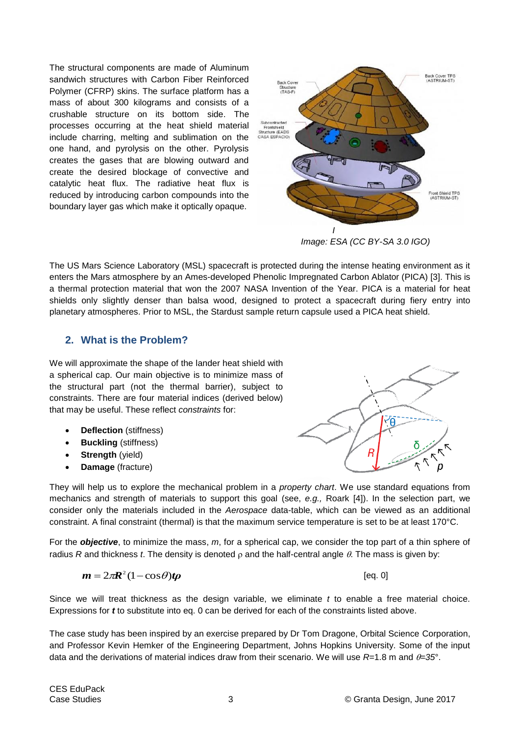The structural components are made of Aluminum sandwich structures with Carbon Fiber Reinforced Polymer (CFRP) skins. The surface platform has a mass of about 300 kilograms and consists of a crushable structure on its bottom side. The processes occurring at the heat shield material include charring, melting and sublimation on the one hand, and pyrolysis on the other. Pyrolysis creates the gases that are blowing outward and create the desired blockage of convective and catalytic heat flux. The radiative heat flux is reduced by introducing carbon compounds into the boundary layer gas which make it optically opaque.

*Image: ESA (CC BY-SA 3.0 IGO)*

The US Mars Science Laboratory (MSL) spacecraft is protected during the intense heating environment as it enters the Mars atmosphere by an Ames-developed Phenolic Impregnated Carbon Ablator (PICA) [3]. This is a thermal protection material that won the 2007 NASA Invention of the Year. PICA is a material for heat shields only slightly denser than balsa wood, designed to protect a spacecraft during fiery entry into planetary atmospheres. Prior to MSL, the Stardust sample return capsule used a PICA heat shield.

## 2. What is the Problem?

We will approximate the shape of the lander heat shield with a spherical cap. Our main objective is to minimize mass of the structural part (not the thermal barrier), subject to constraints. There are four material indices (derived below) that may be useful. These reflect *constraints* for:

- **Deflection** (stiffness)
- **Buckling** (stiffness)
- **Strength** (yield)
- **Damage** (fracture)

They will help us to explore the mechanical problem in a *property chart*. We use standard equations from mechanics and strength of materials to support this goal (see, *e.g.,* Roark [4]). In the selection part, we consider only the materials included in the *Aerospace* data-table, which can be viewed as an additional constraint. A final constraint (thermal) is that the maximum service temperature is set to be at least 170°C.

For the ***objective***, to minimize the mass, $m$, for a spherical cap, we consider the top part of a thin sphere of radius $R$ and thickness $t$. The density is denoted $\rho$ and the half-central angle $\theta$. The mass is given by:

$$m = 2\pi R^2 (1 - \cos\theta) t \rho \qquad \text{[eq. 0]}$$

Since we will treat thickness as the design variable, we eliminate $t$ to enable a free material choice. Expressions for $t$ to substitute into eq. 0 can be derived for each of the constraints listed above.

The case study has been inspired by an exercise prepared by Dr Tom Dragone, Orbital Science Corporation, and Professor Kevin Hemker of the Engineering Department, Johns Hopkins University. Some of the input data and the derivations of material indices draw from their scenario. We will use $R$=1.8 m and $\theta$=35°.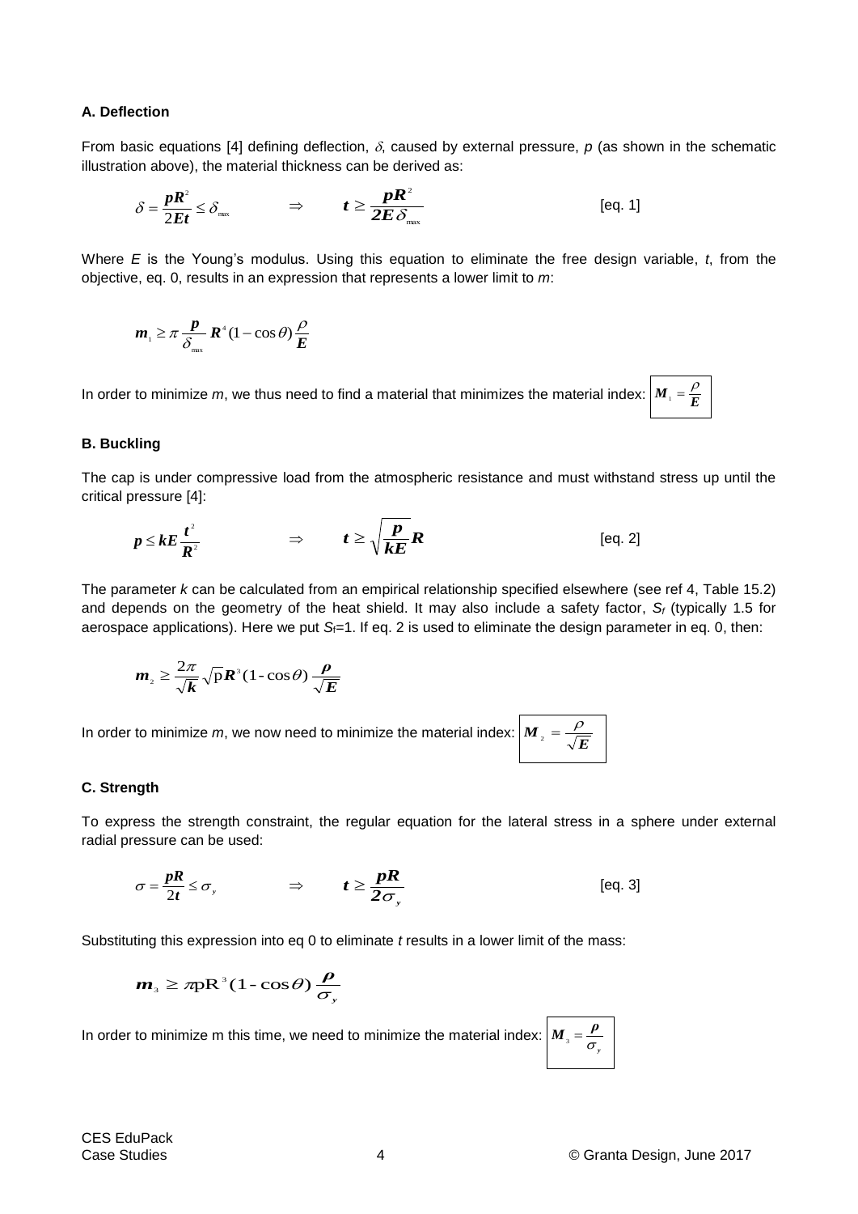### A. Deflection

From basic equations [4] defining deflection, $\delta$, caused by external pressure, $p$ (as shown in the schematic illustration above), the material thickness can be derived as:

$$\delta = \frac{pR^2}{2Et} \leq \delta_{max} \qquad \Rightarrow \qquad t \geq \frac{pR^2}{2E\delta_{max}} \qquad \text{[eq. 1]}$$

Where $E$ is the Young's modulus. Using this equation to eliminate the free design variable, $t$, from the objective, eq. 0, results in an expression that represents a lower limit to $m$:

$$m_1 \geq \pi \frac{p}{\delta_{max}} R^4 (1 - \cos\theta) \frac{\rho}{E}$$

In order to minimize $m$, we thus need to find a material that minimizes the material index: $M_1 = \frac{\rho}{E}$

### B. Buckling

The cap is under compressive load from the atmospheric resistance and must withstand stress up until the critical pressure [4]:

$$p \leq kE\frac{t^2}{R^2} \qquad \Rightarrow \qquad t \geq \sqrt{\frac{p}{kE}}R \qquad \text{[eq. 2]}$$

The parameter $k$ can be calculated from an empirical relationship specified elsewhere (see ref 4, Table 15.2) and depends on the geometry of the heat shield. It may also include a safety factor, $S_f$ (typically 1.5 for aerospace applications). Here we put $S_f$=1. If eq. 2 is used to eliminate the design parameter in eq. 0, then:

$$m_2 \geq \frac{2\pi}{\sqrt{k}} \sqrt{p} R^3 (1 - \cos\theta) \frac{\rho}{\sqrt{E}}$$

In order to minimize $m$, we now need to minimize the material index: $M_2 = \frac{\rho}{\sqrt{E}}$

### C. Strength

To express the strength constraint, the regular equation for the lateral stress in a sphere under external radial pressure can be used:

$$\sigma = \frac{pR}{2t} \leq \sigma_y \qquad \Rightarrow \qquad t \geq \frac{pR}{2\sigma_y} \qquad \text{[eq. 3]}$$

Substituting this expression into eq 0 to eliminate $t$ results in a lower limit of the mass:

$$m_3 \geq \pi p R^3 (1 - \cos\theta) \frac{\rho}{\sigma_y}$$

In order to minimize m this time, we need to minimize the material index: $M_3 = \frac{\rho}{\sigma_y}$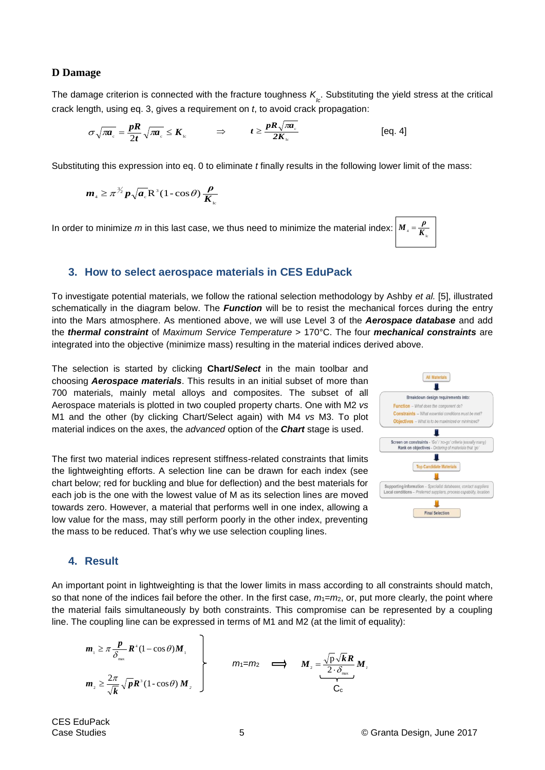### D Damage

The damage criterion is connected with the fracture toughness $K_{Ic}$. Substituting the yield stress at the critical crack length, using eq. 3, gives a requirement on $t$, to avoid crack propagation:

$$\sigma\sqrt{\pi a_c} = \frac{pR}{2t}\sqrt{\pi a_c} \leq K_{Ic} \qquad \Rightarrow \qquad t \geq \frac{pR\sqrt{\pi a_c}}{2K_{Ic}} \qquad \text{[eq. 4]}$$

Substituting this expression into eq. 0 to eliminate $t$ finally results in the following lower limit of the mass:

$$m_4 \geq \pi^{3/2} p\sqrt{a_c} R^3 (1 - \cos\theta)\frac{\rho}{K_{Ic}}$$

In order to minimize $m$ in this last case, we thus need to minimize the material index: $M_4 = \frac{\rho}{K_{Ic}}$

## 3. How to select aerospace materials in CES EduPack

To investigate potential materials, we follow the rational selection methodology by Ashby *et al.* [5], illustrated schematically in the diagram below. The ***Function*** will be to resist the mechanical forces during the entry into the Mars atmosphere. As mentioned above, we will use Level 3 of the ***Aerospace database*** and add the ***thermal constraint*** of *Maximum Service Temperature* > 170°C. The four ***mechanical constraints*** are integrated into the objective (minimize mass) resulting in the material indices derived above.

The selection is started by clicking **Chart/*Select*** in the main toolbar and choosing ***Aerospace materials***. This results in an initial subset of more than 700 materials, mainly metal alloys and composites. The subset of all Aerospace materials is plotted in two coupled property charts. One with M2 *vs* M1 and the other (by clicking Chart/Select again) with M4 *vs* M3. To plot material indices on the axes, the *advanced* option of the ***Chart*** stage is used.

All Materials

Breakdown design requirements into:
Function – What does the component do?
Constraints – What essential conditions must be met?
Objectives – What is to be maximized or minimized?

Screen on constraints - 'Go' / 'no-go' criteria (usually many)
Rank on objectives - Ordering of materials that 'go'

Top Candidate Materials

Supporting information – Specialist databases, contact suppliers
Local conditions – Preferred suppliers, process capability, location

Final Selection

The first two material indices represent stiffness-related constraints that limits the lightweighting efforts. A selection line can be drawn for each index (see chart below; red for buckling and blue for deflection) and the best materials for each job is the one with the lowest value of M as its selection lines are moved towards zero. However, a material that performs well in one index, allowing a low value for the mass, may still perform poorly in the other index, preventing the mass to be reduced. That's why we use selection coupling lines.

## 4. Result

An important point in lightweighting is that the lower limits in mass according to all constraints should match, so that none of the indices fail before the other. In the first case, $m_1$=$m_2$, or, put more clearly, the point where the material fails simultaneously by both constraints. This compromise can be represented by a coupling line. The coupling line can be expressed in terms of M1 and M2 (at the limit of equality):

$$\left.\begin{aligned} m_1 &\geq \pi\frac{p}{\delta_{max}} R^4 (1-\cos\theta) M_1 \\ m_2 &\geq \frac{2\pi}{\sqrt{k}}\sqrt{p} R^3 (1-\cos\theta) M_2 \end{aligned}\right\} \qquad m_1 = m_2 \quad \Longrightarrow \quad M_2 = \underbrace{\frac{\sqrt{p}\sqrt{k}R}{2\cdot\delta_{max}}}_{C_c} M_1$$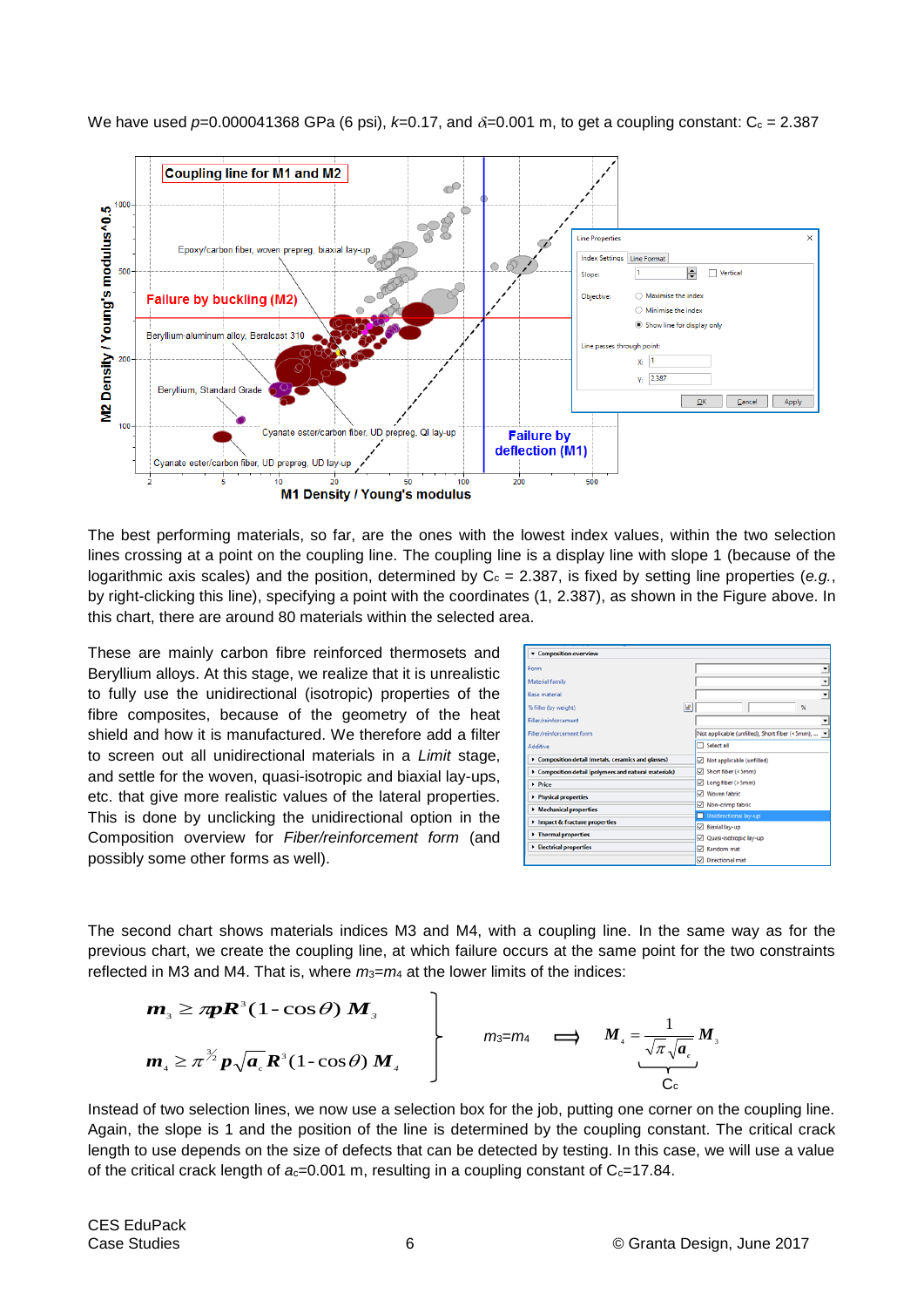We have used $p$=0.000041368 GPa (6 psi), $k$=0.17, and $\delta$=0.001 m, to get a coupling constant: $C_c$ = 2.387

The best performing materials, so far, are the ones with the lowest index values, within the two selection lines crossing at a point on the coupling line. The coupling line is a display line with slope 1 (because of the logarithmic axis scales) and the position, determined by $C_c$ = 2.387, is fixed by setting line properties (*e.g.*, by right-clicking this line), specifying a point with the coordinates (1, 2.387), as shown in the Figure above. In this chart, there are around 80 materials within the selected area.

These are mainly carbon fibre reinforced thermosets and Beryllium alloys. At this stage, we realize that it is unrealistic to fully use the unidirectional (isotropic) properties of the fibre composites, because of the geometry of the heat shield and how it is manufactured. We therefore add a filter to screen out all unidirectional materials in a *Limit* stage, and settle for the woven, quasi-isotropic and biaxial lay-ups, etc. that give more realistic values of the lateral properties. This is done by unclicking the unidirectional option in the Composition overview for *Fiber/reinforcement form* (and possibly some other forms as well).

The second chart shows materials indices M3 and M4, with a coupling line. In the same way as for the previous chart, we create the coupling line, at which failure occurs at the same point for the two constraints reflected in M3 and M4. That is, where $m_3$=$m_4$ at the lower limits of the indices:

$$\left.\begin{array}{l} m_3 \geq \pi p R^3 (1-\cos\theta)\, M_3 \\ m_4 \geq \pi^{3/2} p \sqrt{a_c}\, R^3 (1-\cos\theta)\, M_4 \end{array}\right\} \quad m_3=m_4 \quad \Longrightarrow \quad M_4 = \underbrace{\frac{1}{\sqrt{\pi}\sqrt{a_c}}}_{C_c} M_3$$

Instead of two selection lines, we now use a selection box for the job, putting one corner on the coupling line. Again, the slope is 1 and the position of the line is determined by the coupling constant. The critical crack length to use depends on the size of defects that can be detected by testing. In this case, we will use a value of the critical crack length of $a_c$=0.001 m, resulting in a coupling constant of $C_c$=17.84.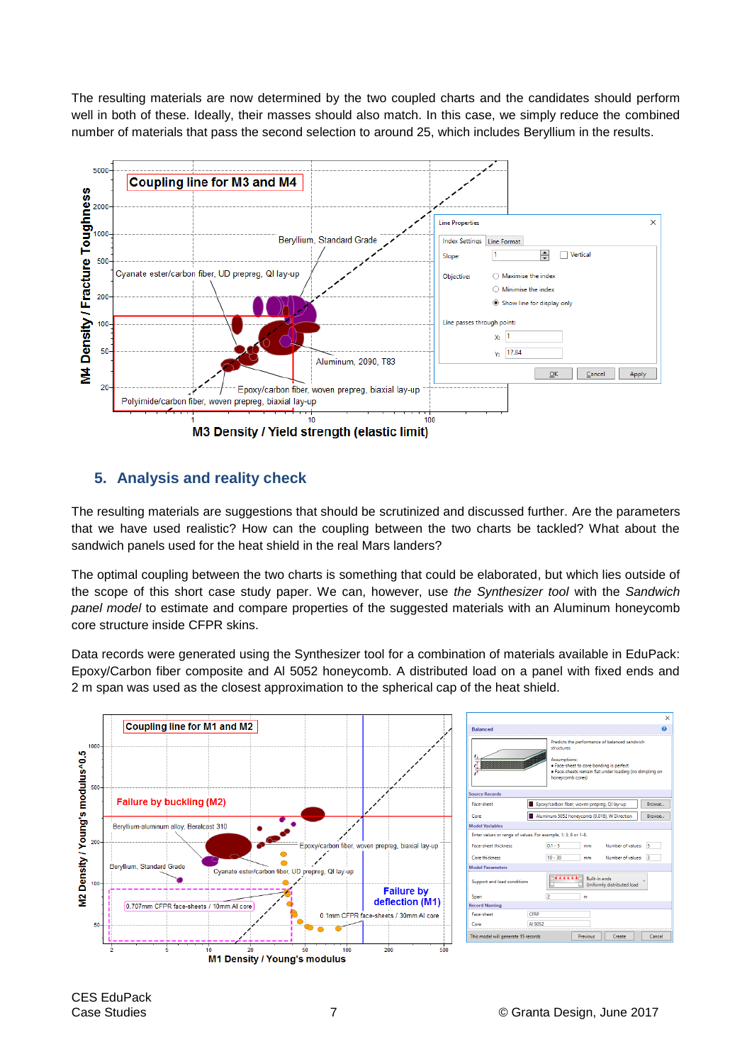The resulting materials are now determined by the two coupled charts and the candidates should perform well in both of these. Ideally, their masses should also match. In this case, we simply reduce the combined number of materials that pass the second selection to around 25, which includes Beryllium in the results.

## 5. Analysis and reality check

The resulting materials are suggestions that should be scrutinized and discussed further. Are the parameters that we have used realistic? How can the coupling between the two charts be tackled? What about the sandwich panels used for the heat shield in the real Mars landers?

The optimal coupling between the two charts is something that could be elaborated, but which lies outside of the scope of this short case study paper. We can, however, use *the Synthesizer tool* with the *Sandwich panel model* to estimate and compare properties of the suggested materials with an Aluminum honeycomb core structure inside CFPR skins.

Data records were generated using the Synthesizer tool for a combination of materials available in EduPack: Epoxy/Carbon fiber composite and Al 5052 honeycomb. A distributed load on a panel with fixed ends and 2 m span was used as the closest approximation to the spherical cap of the heat shield.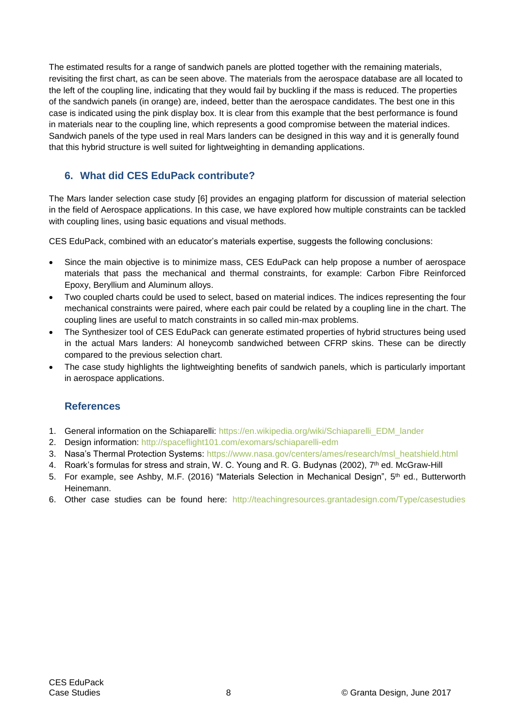The estimated results for a range of sandwich panels are plotted together with the remaining materials, revisiting the first chart, as can be seen above. The materials from the aerospace database are all located to the left of the coupling line, indicating that they would fail by buckling if the mass is reduced. The properties of the sandwich panels (in orange) are, indeed, better than the aerospace candidates. The best one in this case is indicated using the pink display box. It is clear from this example that the best performance is found in materials near to the coupling line, which represents a good compromise between the material indices. Sandwich panels of the type used in real Mars landers can be designed in this way and it is generally found that this hybrid structure is well suited for lightweighting in demanding applications.

## 6. What did CES EduPack contribute?

The Mars lander selection case study [6] provides an engaging platform for discussion of material selection in the field of Aerospace applications. In this case, we have explored how multiple constraints can be tackled with coupling lines, using basic equations and visual methods.

CES EduPack, combined with an educator's materials expertise, suggests the following conclusions:

- Since the main objective is to minimize mass, CES EduPack can help propose a number of aerospace materials that pass the mechanical and thermal constraints, for example: Carbon Fibre Reinforced Epoxy, Beryllium and Aluminum alloys.
- Two coupled charts could be used to select, based on material indices. The indices representing the four mechanical constraints were paired, where each pair could be related by a coupling line in the chart. The coupling lines are useful to match constraints in so called min-max problems.
- The Synthesizer tool of CES EduPack can generate estimated properties of hybrid structures being used in the actual Mars landers: Al honeycomb sandwiched between CFRP skins. These can be directly compared to the previous selection chart.
- The case study highlights the lightweighting benefits of sandwich panels, which is particularly important in aerospace applications.

## References

1. General information on the Schiaparelli: https://en.wikipedia.org/wiki/Schiaparelli_EDM_lander
2. Design information: http://spaceflight101.com/exomars/schiaparelli-edm
3. Nasa's Thermal Protection Systems: https://www.nasa.gov/centers/ames/research/msl_heatshield.html
4. Roark's formulas for stress and strain, W. C. Young and R. G. Budynas (2002), 7th ed. McGraw-Hill
5. For example, see Ashby, M.F. (2016) "Materials Selection in Mechanical Design", 5th ed., Butterworth Heinemann.
6. Other case studies can be found here: http://teachingresources.grantadesign.com/Type/casestudies